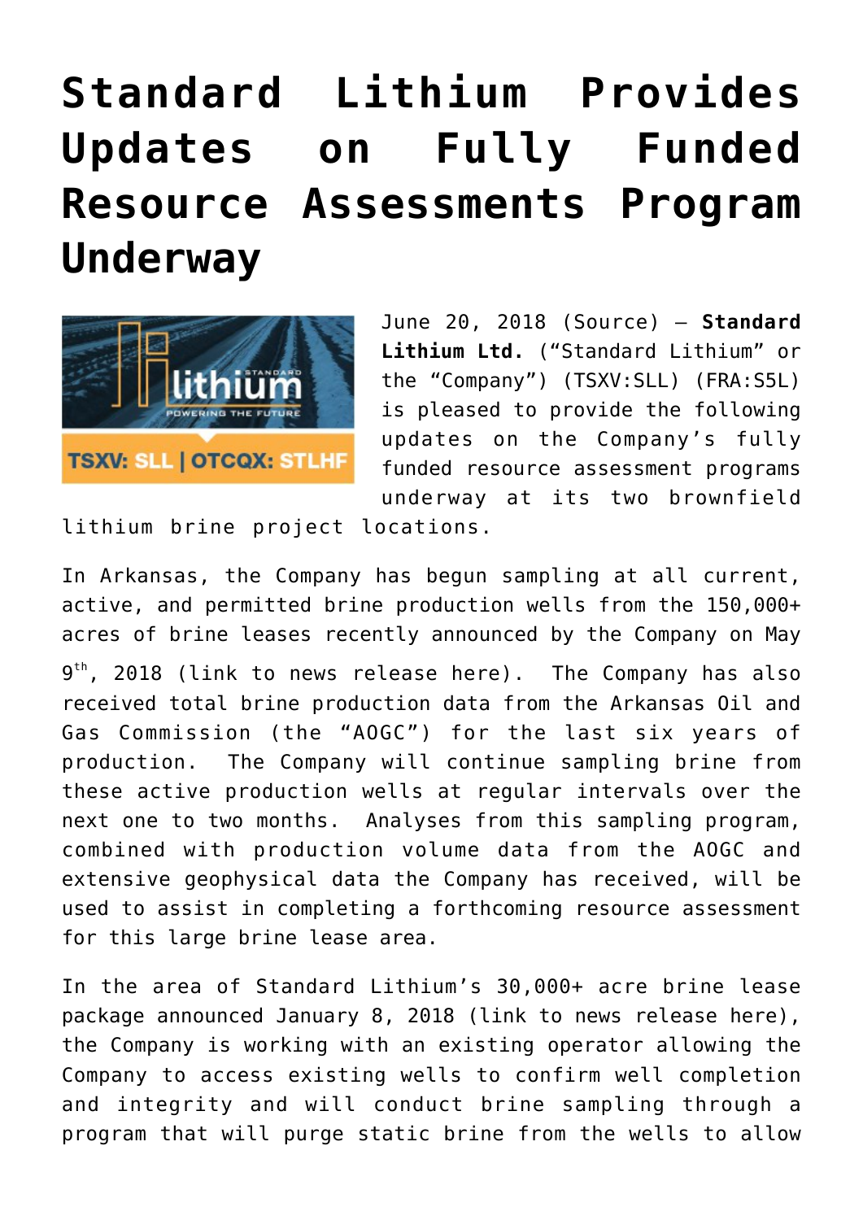# Standard Lithium Provides Updates on Fully Funded Resource Assessments Program Underway

June 20, 2018 (Source) — **Standard Lithium Ltd.** ("Standard Lithium" or the "Company") (TSXV:SLL) (FRA:S5L) is pleased to provide the following updates on the Company's fully funded resource assessment programs underway at its two brownfield lithium brine project locations.

In Arkansas, the Company has begun sampling at all current, active, and permitted brine production wells from the 150,000+ acres of brine leases recently announced by the Company on May 9th, 2018 (link to news release here). The Company has also received total brine production data from the Arkansas Oil and Gas Commission (the "AOGC") for the last six years of production. The Company will continue sampling brine from these active production wells at regular intervals over the next one to two months. Analyses from this sampling program, combined with production volume data from the AOGC and extensive geophysical data the Company has received, will be used to assist in completing a forthcoming resource assessment for this large brine lease area.

In the area of Standard Lithium's 30,000+ acre brine lease package announced January 8, 2018 (link to news release here), the Company is working with an existing operator allowing the Company to access existing wells to confirm well completion and integrity and will conduct brine sampling through a program that will purge static brine from the wells to allow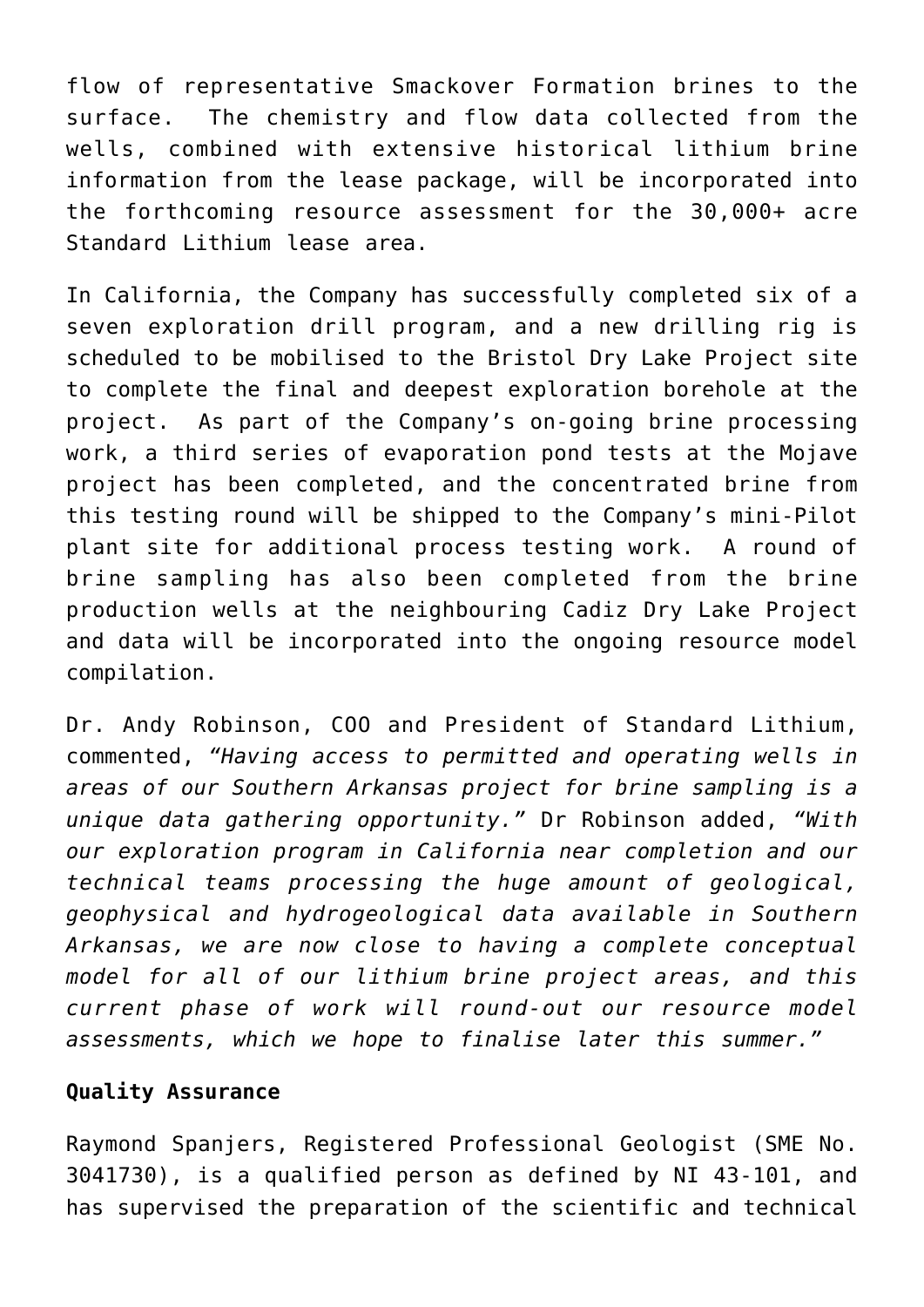flow of representative Smackover Formation brines to the surface. The chemistry and flow data collected from the wells, combined with extensive historical lithium brine information from the lease package, will be incorporated into the forthcoming resource assessment for the 30,000+ acre Standard Lithium lease area.

In California, the Company has successfully completed six of a seven exploration drill program, and a new drilling rig is scheduled to be mobilised to the Bristol Dry Lake Project site to complete the final and deepest exploration borehole at the project. As part of the Company's on-going brine processing work, a third series of evaporation pond tests at the Mojave project has been completed, and the concentrated brine from this testing round will be shipped to the Company's mini-Pilot plant site for additional process testing work. A round of brine sampling has also been completed from the brine production wells at the neighbouring Cadiz Dry Lake Project and data will be incorporated into the ongoing resource model compilation.

Dr. Andy Robinson, COO and President of Standard Lithium, commented, *"Having access to permitted and operating wells in areas of our Southern Arkansas project for brine sampling is a unique data gathering opportunity."* Dr Robinson added, *"With our exploration program in California near completion and our technical teams processing the huge amount of geological, geophysical and hydrogeological data available in Southern Arkansas, we are now close to having a complete conceptual model for all of our lithium brine project areas, and this current phase of work will round-out our resource model assessments, which we hope to finalise later this summer."*

**Quality Assurance**

Raymond Spanjers, Registered Professional Geologist (SME No. 3041730), is a qualified person as defined by NI 43-101, and has supervised the preparation of the scientific and technical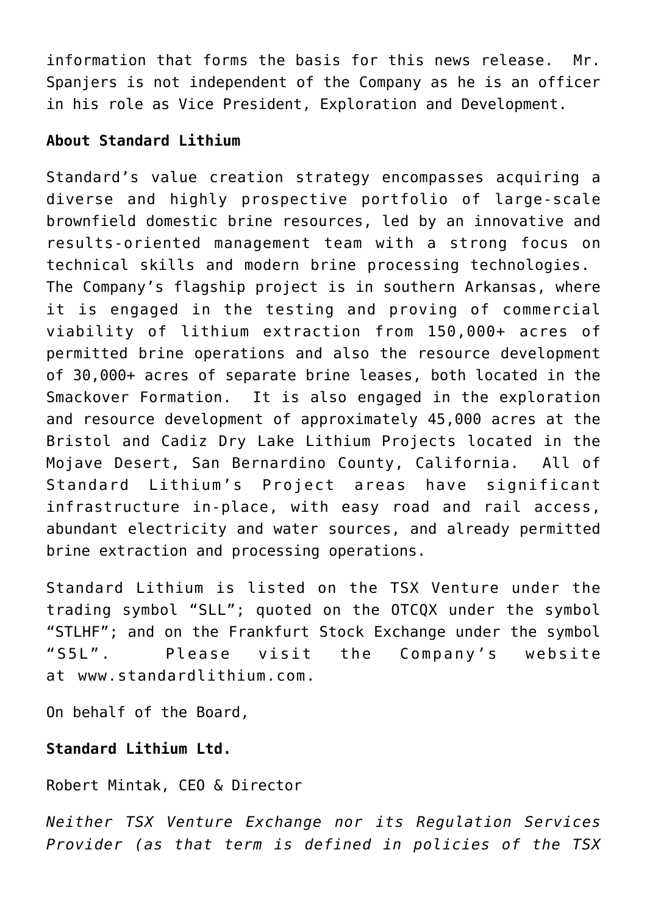information that forms the basis for this news release.  Mr. Spanjers is not independent of the Company as he is an officer in his role as Vice President, Exploration and Development.

**About Standard Lithium**

Standard's value creation strategy encompasses acquiring a diverse and highly prospective portfolio of large-scale brownfield domestic brine resources, led by an innovative and results-oriented management team with a strong focus on technical skills and modern brine processing technologies.  The Company's flagship project is in southern Arkansas, where it is engaged in the testing and proving of commercial viability of lithium extraction from 150,000+ acres of permitted brine operations and also the resource development of 30,000+ acres of separate brine leases, both located in the Smackover Formation.  It is also engaged in the exploration and resource development of approximately 45,000 acres at the Bristol and Cadiz Dry Lake Lithium Projects located in the Mojave Desert, San Bernardino County, California.  All of Standard Lithium's Project areas have significant infrastructure in-place, with easy road and rail access, abundant electricity and water sources, and already permitted brine extraction and processing operations.

Standard Lithium is listed on the TSX Venture under the trading symbol "SLL"; quoted on the OTCQX under the symbol "STLHF"; and on the Frankfurt Stock Exchange under the symbol "S5L".  Please visit the Company's website at www.standardlithium.com.

On behalf of the Board,

**Standard Lithium Ltd.**

Robert Mintak, CEO & Director

*Neither TSX Venture Exchange nor its Regulation Services Provider (as that term is defined in policies of the TSX*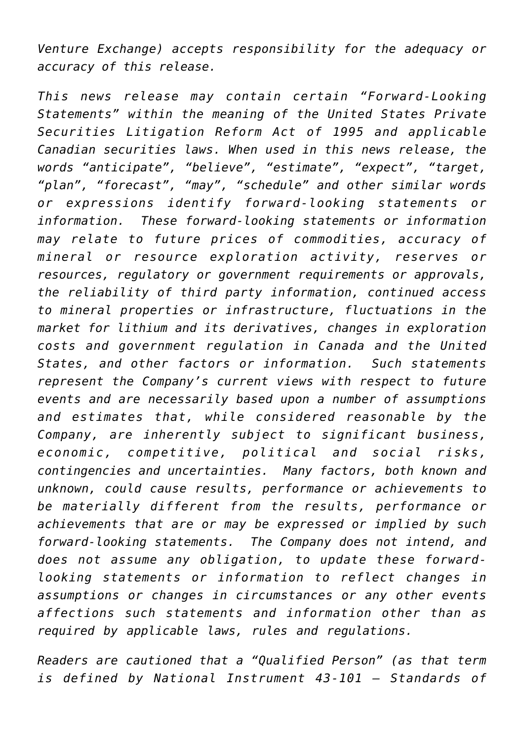*Venture Exchange) accepts responsibility for the adequacy or accuracy of this release.*

*This news release may contain certain “Forward-Looking Statements” within the meaning of the United States Private Securities Litigation Reform Act of 1995 and applicable Canadian securities laws. When used in this news release, the words “anticipate”, “believe”, “estimate”, “expect”, “target, “plan”, “forecast”, “may”, “schedule” and other similar words or expressions identify forward-looking statements or information. These forward-looking statements or information may relate to future prices of commodities, accuracy of mineral or resource exploration activity, reserves or resources, regulatory or government requirements or approvals, the reliability of third party information, continued access to mineral properties or infrastructure, fluctuations in the market for lithium and its derivatives, changes in exploration costs and government regulation in Canada and the United States, and other factors or information. Such statements represent the Company’s current views with respect to future events and are necessarily based upon a number of assumptions and estimates that, while considered reasonable by the Company, are inherently subject to significant business, economic, competitive, political and social risks, contingencies and uncertainties. Many factors, both known and unknown, could cause results, performance or achievements to be materially different from the results, performance or achievements that are or may be expressed or implied by such forward-looking statements. The Company does not intend, and does not assume any obligation, to update these forward-looking statements or information to reflect changes in assumptions or changes in circumstances or any other events affections such statements and information other than as required by applicable laws, rules and regulations.*

*Readers are cautioned that a “Qualified Person” (as that term is defined by National Instrument 43-101 – Standards of*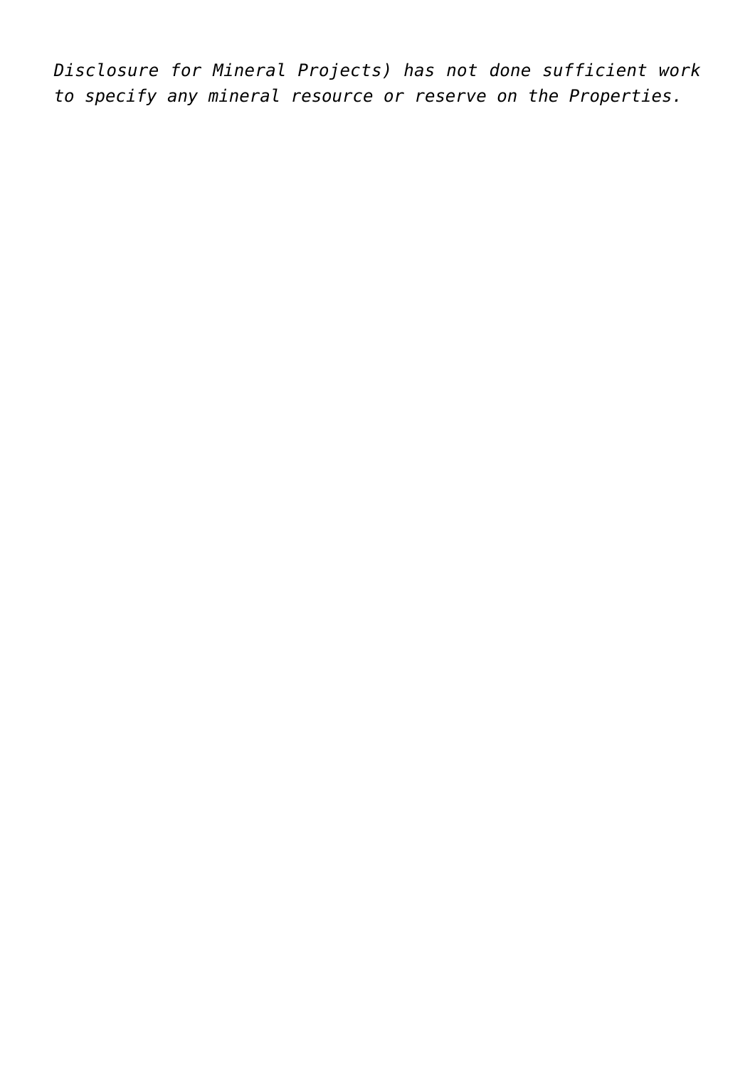*Disclosure for Mineral Projects) has not done sufficient work to specify any mineral resource or reserve on the Properties.*